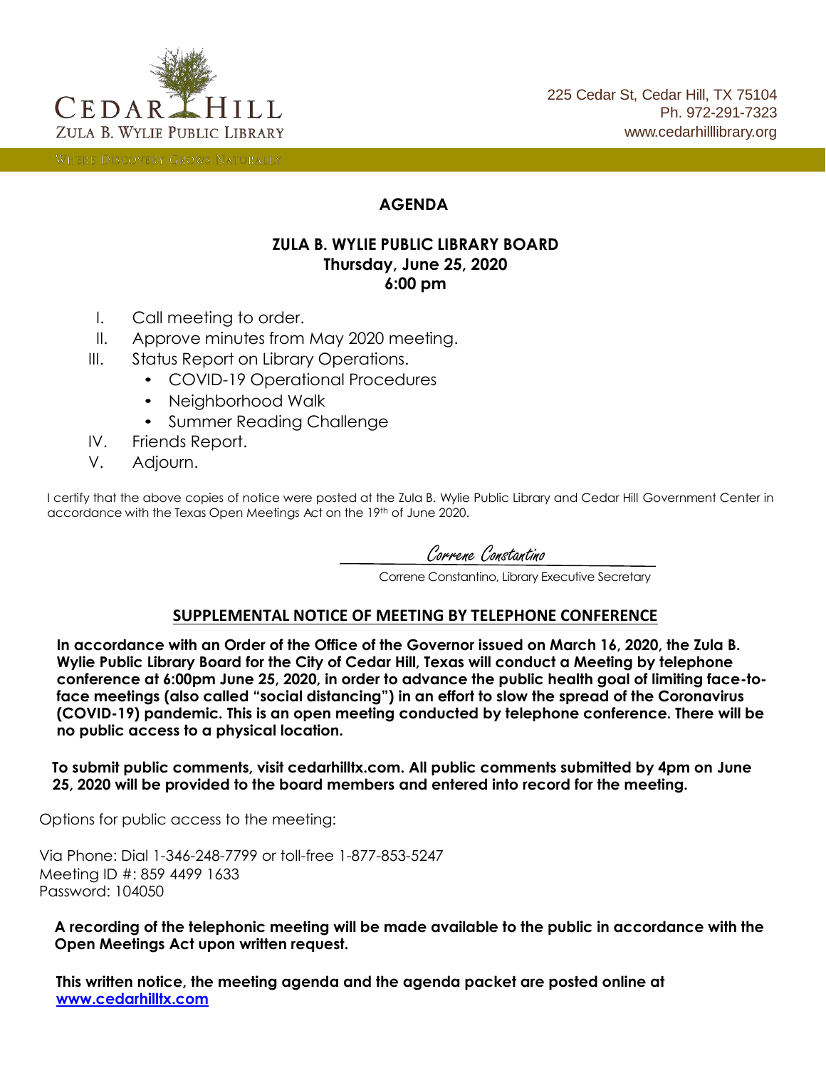CEDAR HILL
ZULA B. WYLIE PUBLIC LIBRARY
WHERE DISCOVERY GROWS NATURALLY

225 Cedar St, Cedar Hill, TX 75104
Ph. 972-291-7323
www.cedarhilllibrary.org

# AGENDA

## ZULA B. WYLIE PUBLIC LIBRARY BOARD
**Thursday, June 25, 2020**
**6:00 pm**

I. Call meeting to order.
II. Approve minutes from May 2020 meeting.
III. Status Report on Library Operations.
   - COVID-19 Operational Procedures
   - Neighborhood Walk
   - Summer Reading Challenge
IV. Friends Report.
V. Adjourn.

I certify that the above copies of notice were posted at the Zula B. Wylie Public Library and Cedar Hill Government Center in accordance with the Texas Open Meetings Act on the 19th of June 2020.

*Correne Constantino*
Correne Constantino, Library Executive Secretary

## SUPPLEMENTAL NOTICE OF MEETING BY TELEPHONE CONFERENCE

**In accordance with an Order of the Office of the Governor issued on March 16, 2020, the Zula B. Wylie Public Library Board for the City of Cedar Hill, Texas will conduct a Meeting by telephone conference at 6:00pm June 25, 2020, in order to advance the public health goal of limiting face-to-face meetings (also called "social distancing") in an effort to slow the spread of the Coronavirus (COVID-19) pandemic. This is an open meeting conducted by telephone conference. There will be no public access to a physical location.**

**To submit public comments, visit cedarhilltx.com. All public comments submitted by 4pm on June 25, 2020 will be provided to the board members and entered into record for the meeting.**

Options for public access to the meeting:

Via Phone: Dial 1-346-248-7799 or toll-free 1-877-853-5247
Meeting ID #: 859 4499 1633
Password: 104050

**A recording of the telephonic meeting will be made available to the public in accordance with the Open Meetings Act upon written request.**

**This written notice, the meeting agenda and the agenda packet are posted online at [www.cedarhilltx.com](www.cedarhilltx.com)**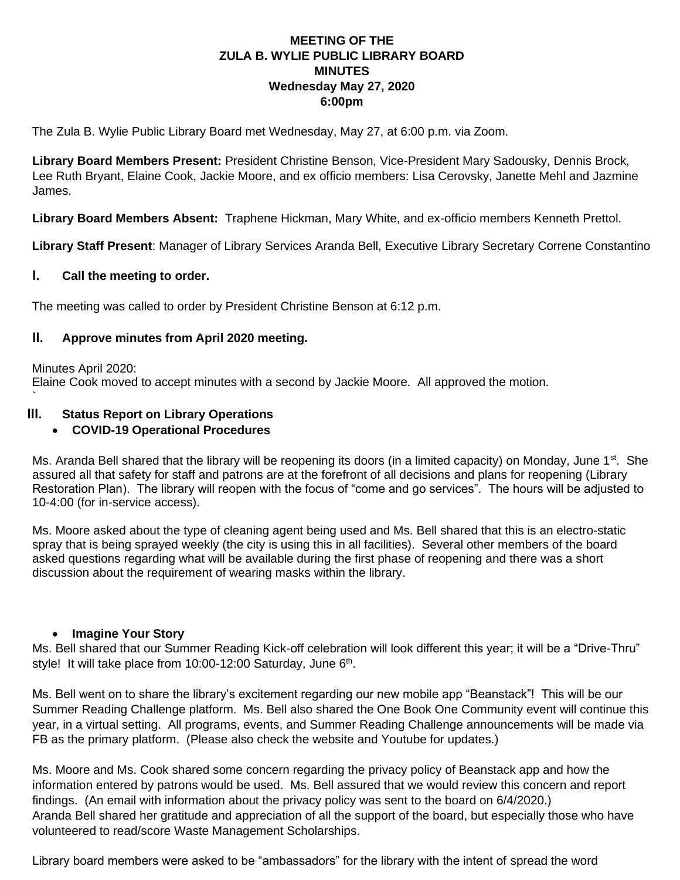**MEETING OF THE**
**ZULA B. WYLIE PUBLIC LIBRARY BOARD**
**MINUTES**
**Wednesday May 27, 2020**
**6:00pm**

The Zula B. Wylie Public Library Board met Wednesday, May 27, at 6:00 p.m. via Zoom.

**Library Board Members Present:** President Christine Benson, Vice-President Mary Sadousky, Dennis Brock, Lee Ruth Bryant, Elaine Cook, Jackie Moore, and ex officio members: Lisa Cerovsky, Janette Mehl and Jazmine James.

**Library Board Members Absent:** Traphene Hickman, Mary White, and ex-officio members Kenneth Prettol.

**Library Staff Present**: Manager of Library Services Aranda Bell, Executive Library Secretary Correne Constantino

## I. Call the meeting to order.

The meeting was called to order by President Christine Benson at 6:12 p.m.

## II. Approve minutes from April 2020 meeting.

Minutes April 2020:
Elaine Cook moved to accept minutes with a second by Jackie Moore. All approved the motion.
`

## III. Status Report on Library Operations

- **COVID-19 Operational Procedures**

Ms. Aranda Bell shared that the library will be reopening its doors (in a limited capacity) on Monday, June 1st. She assured all that safety for staff and patrons are at the forefront of all decisions and plans for reopening (Library Restoration Plan). The library will reopen with the focus of "come and go services". The hours will be adjusted to 10-4:00 (for in-service access).

Ms. Moore asked about the type of cleaning agent being used and Ms. Bell shared that this is an electro-static spray that is being sprayed weekly (the city is using this in all facilities). Several other members of the board asked questions regarding what will be available during the first phase of reopening and there was a short discussion about the requirement of wearing masks within the library.

- **Imagine Your Story**

Ms. Bell shared that our Summer Reading Kick-off celebration will look different this year; it will be a "Drive-Thru" style! It will take place from 10:00-12:00 Saturday, June 6th.

Ms. Bell went on to share the library's excitement regarding our new mobile app "Beanstack"! This will be our Summer Reading Challenge platform. Ms. Bell also shared the One Book One Community event will continue this year, in a virtual setting. All programs, events, and Summer Reading Challenge announcements will be made via FB as the primary platform. (Please also check the website and Youtube for updates.)

Ms. Moore and Ms. Cook shared some concern regarding the privacy policy of Beanstack app and how the information entered by patrons would be used. Ms. Bell assured that we would review this concern and report findings. (An email with information about the privacy policy was sent to the board on 6/4/2020.)
Aranda Bell shared her gratitude and appreciation of all the support of the board, but especially those who have volunteered to read/score Waste Management Scholarships.

Library board members were asked to be "ambassadors" for the library with the intent of spread the word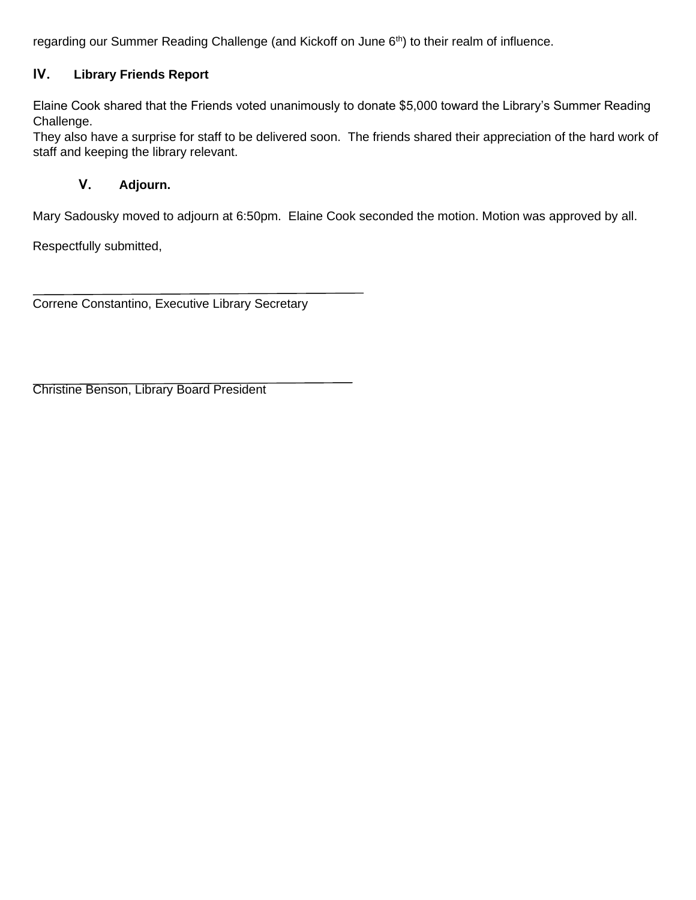regarding our Summer Reading Challenge (and Kickoff on June 6th) to their realm of influence.

## IV. Library Friends Report

Elaine Cook shared that the Friends voted unanimously to donate $5,000 toward the Library's Summer Reading Challenge.
They also have a surprise for staff to be delivered soon. The friends shared their appreciation of the hard work of staff and keeping the library relevant.

## V. Adjourn.

Mary Sadousky moved to adjourn at 6:50pm. Elaine Cook seconded the motion. Motion was approved by all.

Respectfully submitted,

\_\_\_\_\_\_\_\_\_\_\_\_\_\_\_\_\_\_\_\_\_\_\_\_\_\_\_\_\_\_\_\_\_\_\_\_\_\_\_\_\_\_\_\_
Correne Constantino, Executive Library Secretary

\_\_\_\_\_\_\_\_\_\_\_\_\_\_\_\_\_\_\_\_\_\_\_\_\_\_\_\_\_\_\_\_\_\_\_\_\_\_\_\_\_\_\_\_
Christine Benson, Library Board President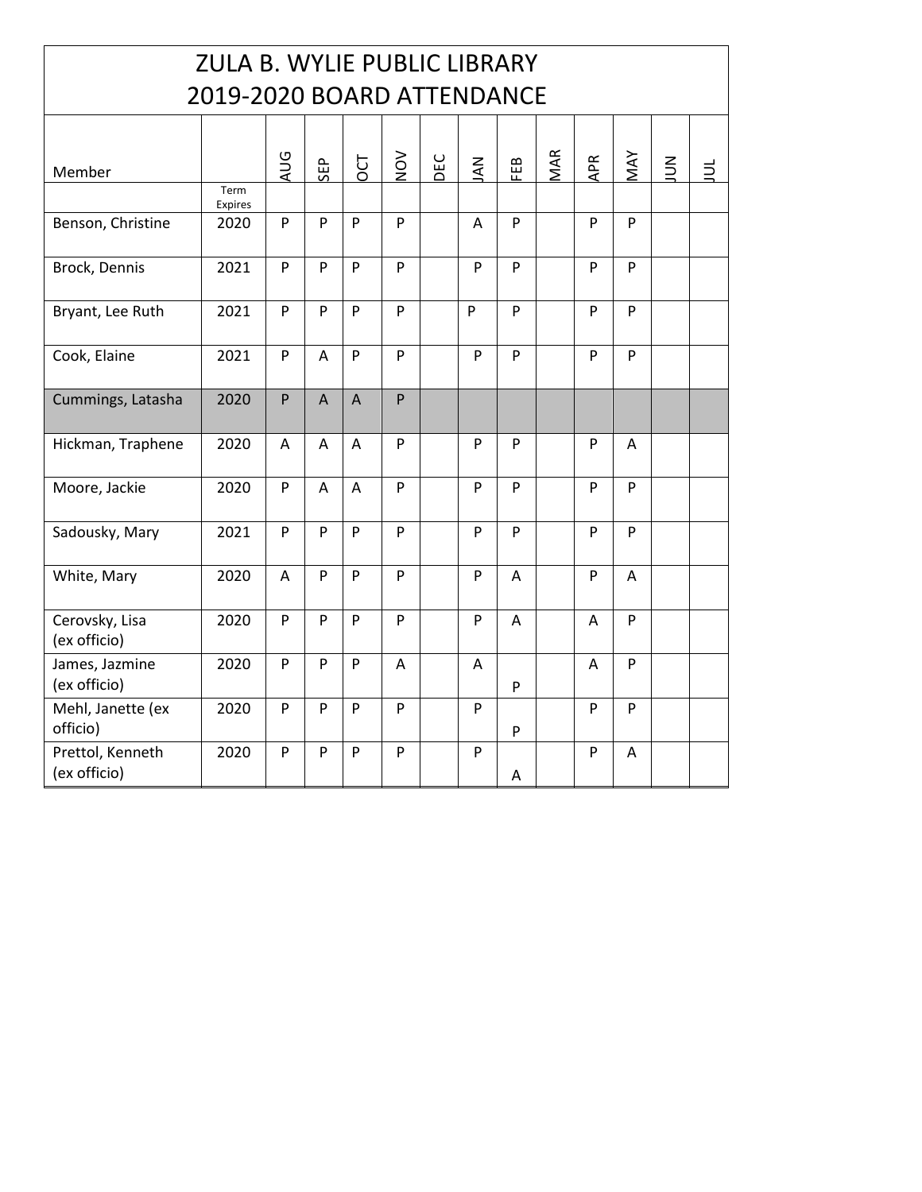# ZULA B. WYLIE PUBLIC LIBRARY
## 2019-2020 BOARD ATTENDANCE

| Member | Term Expires | AUG | SEP | OCT | NOV | DEC | JAN | FEB | MAR | APR | MAY | JUN | JUL |
|---|---|---|---|---|---|---|---|---|---|---|---|---|---|
| Benson, Christine | 2020 | P | P | P | P | | A | P | | P | P | | |
| Brock, Dennis | 2021 | P | P | P | P | | P | P | | P | P | | |
| Bryant, Lee Ruth | 2021 | P | P | P | P | | P | P | | P | P | | |
| Cook, Elaine | 2021 | P | A | P | P | | P | P | | P | P | | |
| Cummings, Latasha | 2020 | P | A | A | P | | | | | | | | |
| Hickman, Traphene | 2020 | A | A | A | P | | P | P | | P | A | | |
| Moore, Jackie | 2020 | P | A | A | P | | P | P | | P | P | | |
| Sadousky, Mary | 2021 | P | P | P | P | | P | P | | P | P | | |
| White, Mary | 2020 | A | P | P | P | | P | A | | P | A | | |
| Cerovsky, Lisa (ex officio) | 2020 | P | P | P | P | | P | A | | A | P | | |
| James, Jazmine (ex officio) | 2020 | P | P | P | A | | A | P | | A | P | | |
| Mehl, Janette (ex officio) | 2020 | P | P | P | P | | P | P | | P | P | | |
| Prettol, Kenneth (ex officio) | 2020 | P | P | P | P | | P | A | | P | A | | |